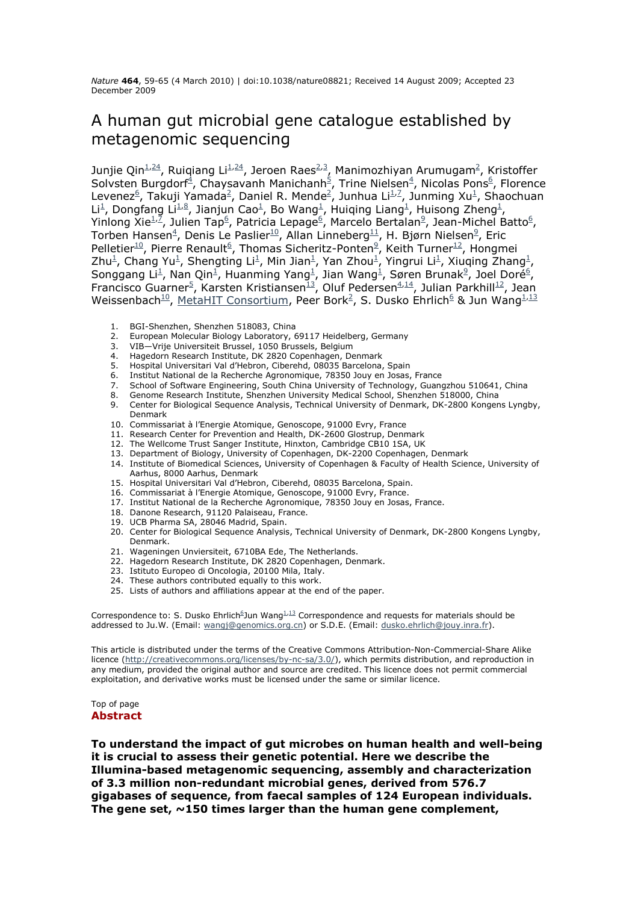*Nature* **464**, 59-65 (4 March 2010) | doi:10.1038/nature08821; Received 14 August 2009; Accepted 23 December 2009

# A human gut microbial gene catalogue established by metagenomic sequencing

Junjie Qin[1,24], Ruiqiang Li[1,24], Jeroen Raes[2,3], Manimozhiyan Arumugam[2], Kristoffer Solvsten Burgdorf[4], Chaysavanh Manichanh[5], Trine Nielsen[4], Nicolas Pons[6], Florence Levenez[6], Takuji Yamada[2], Daniel R. Mende[2], Junhua Li[1,7], Junming Xu[1], Shaochuan Li[1], Dongfang Li[1,8], Jianjun Cao[1], Bo Wang[1], Huiqing Liang[1], Huisong Zheng[1], Yinlong Xie[1,7], Julien Tap[6], Patricia Lepage[6], Marcelo Bertalan[9], Jean-Michel Batto[6], Torben Hansen[4], Denis Le Paslier[10], Allan Linneberg[11], H. Bjørn Nielsen[9], Eric Pelletier[10], Pierre Renault[6], Thomas Sicheritz-Ponten[9], Keith Turner[12], Hongmei Zhu[1], Chang Yu[1], Shengting Li[1], Min Jian[1], Yan Zhou[1], Yingrui Li[1], Xiuqing Zhang[1], Songgang Li[1], Nan Qin[1], Huanming Yang[1], Jian Wang[1], Søren Brunak[9], Joel Doré[6], Francisco Guarner[5], Karsten Kristiansen[13], Oluf Pedersen[4,14], Julian Parkhill[12], Jean Weissenbach[10], MetaHIT Consortium, Peer Bork[2], S. Dusko Ehrlich[6] & Jun Wang[1,13]

1. BGI-Shenzhen, Shenzhen 518083, China
2. European Molecular Biology Laboratory, 69117 Heidelberg, Germany
3. VIB—Vrije Universiteit Brussel, 1050 Brussels, Belgium
4. Hagedorn Research Institute, DK 2820 Copenhagen, Denmark
5. Hospital Universitari Val d'Hebron, Ciberehd, 08035 Barcelona, Spain
6. Institut National de la Recherche Agronomique, 78350 Jouy en Josas, France
7. School of Software Engineering, South China University of Technology, Guangzhou 510641, China
8. Genome Research Institute, Shenzhen University Medical School, Shenzhen 518000, China
9. Center for Biological Sequence Analysis, Technical University of Denmark, DK-2800 Kongens Lyngby, Denmark
10. Commissariat à l'Energie Atomique, Genoscope, 91000 Evry, France
11. Research Center for Prevention and Health, DK-2600 Glostrup, Denmark
12. The Wellcome Trust Sanger Institute, Hinxton, Cambridge CB10 1SA, UK
13. Department of Biology, University of Copenhagen, DK-2200 Copenhagen, Denmark
14. Institute of Biomedical Sciences, University of Copenhagen & Faculty of Health Science, University of Aarhus, 8000 Aarhus, Denmark
15. Hospital Universitari Val d'Hebron, Ciberehd, 08035 Barcelona, Spain.
16. Commissariat à l'Energie Atomique, Genoscope, 91000 Evry, France.
17. Institut National de la Recherche Agronomique, 78350 Jouy en Josas, France.
18. Danone Research, 91120 Palaiseau, France.
19. UCB Pharma SA, 28046 Madrid, Spain.
20. Center for Biological Sequence Analysis, Technical University of Denmark, DK-2800 Kongens Lyngby, Denmark.
21. Wageningen Unviersiteit, 6710BA Ede, The Netherlands.
22. Hagedorn Research Institute, DK 2820 Copenhagen, Denmark.
23. Istituto Europeo di Oncologia, 20100 Mila, Italy.
24. These authors contributed equally to this work.
25. Lists of authors and affiliations appear at the end of the paper.

Correspondence to: S. Dusko Ehrlich[6]Jun Wang[1,13] Correspondence and requests for materials should be addressed to Ju.W. (Email: wangj@genomics.org.cn) or S.D.E. (Email: dusko.ehrlich@jouy.inra.fr).

This article is distributed under the terms of the Creative Commons Attribution-Non-Commercial-Share Alike licence (http://creativecommons.org/licenses/by-nc-sa/3.0/), which permits distribution, and reproduction in any medium, provided the original author and source are credited. This licence does not permit commercial exploitation, and derivative works must be licensed under the same or similar licence.

Top of page

## Abstract

**To understand the impact of gut microbes on human health and well-being it is crucial to assess their genetic potential. Here we describe the Illumina-based metagenomic sequencing, assembly and characterization of 3.3 million non-redundant microbial genes, derived from 576.7 gigabases of sequence, from faecal samples of 124 European individuals. The gene set, ~150 times larger than the human gene complement,**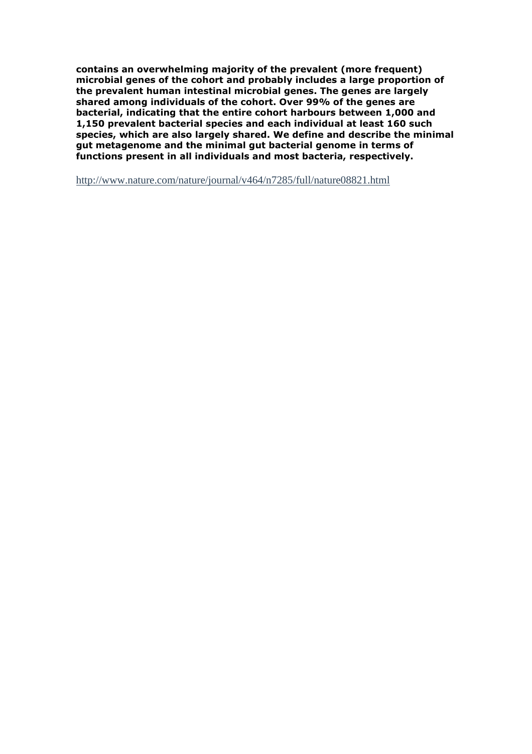**contains an overwhelming majority of the prevalent (more frequent) microbial genes of the cohort and probably includes a large proportion of the prevalent human intestinal microbial genes. The genes are largely shared among individuals of the cohort. Over 99% of the genes are bacterial, indicating that the entire cohort harbours between 1,000 and 1,150 prevalent bacterial species and each individual at least 160 such species, which are also largely shared. We define and describe the minimal gut metagenome and the minimal gut bacterial genome in terms of functions present in all individuals and most bacteria, respectively.**

http://www.nature.com/nature/journal/v464/n7285/full/nature08821.html